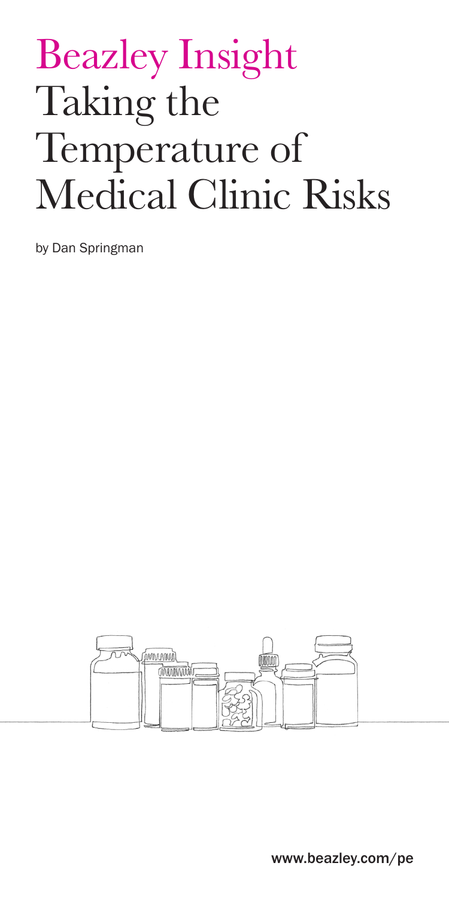# Beazley Insight

# Taking the Temperature of Medical Clinic Risks

by Dan Springman

www.beazley.com/pe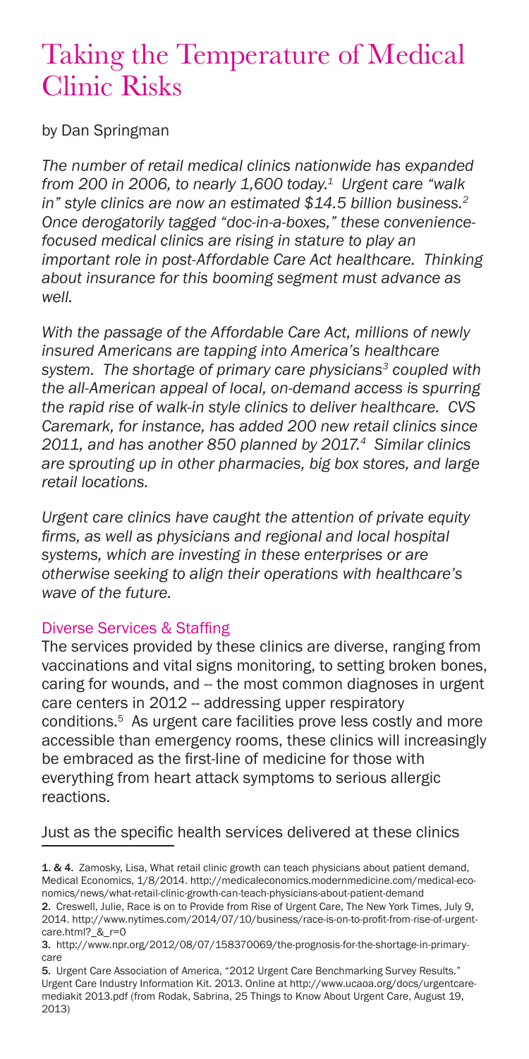# Taking the Temperature of Medical Clinic Risks

by Dan Springman

*The number of retail medical clinics nationwide has expanded from 200 in 2006, to nearly 1,600 today.[1] Urgent care "walk in" style clinics are now an estimated $14.5 billion business.[2] Once derogatorily tagged "doc-in-a-boxes," these convenience-focused medical clinics are rising in stature to play an important role in post-Affordable Care Act healthcare. Thinking about insurance for this booming segment must advance as well.*

*With the passage of the Affordable Care Act, millions of newly insured Americans are tapping into America's healthcare system. The shortage of primary care physicians[3] coupled with the all-American appeal of local, on-demand access is spurring the rapid rise of walk-in style clinics to deliver healthcare. CVS Caremark, for instance, has added 200 new retail clinics since 2011, and has another 850 planned by 2017.[4] Similar clinics are sprouting up in other pharmacies, big box stores, and large retail locations.*

*Urgent care clinics have caught the attention of private equity firms, as well as physicians and regional and local hospital systems, which are investing in these enterprises or are otherwise seeking to align their operations with healthcare's wave of the future.*

## Diverse Services & Staffing

The services provided by these clinics are diverse, ranging from vaccinations and vital signs monitoring, to setting broken bones, caring for wounds, and -- the most common diagnoses in urgent care centers in 2012 -- addressing upper respiratory conditions.[5] As urgent care facilities prove less costly and more accessible than emergency rooms, these clinics will increasingly be embraced as the first-line of medicine for those with everything from heart attack symptoms to serious allergic reactions.

Just as the specific health services delivered at these clinics

---

**1. & 4.** Zamosky, Lisa, What retail clinic growth can teach physicians about patient demand, Medical Economics, 1/8/2014. http://medicaleconomics.modernmedicine.com/medical-economics/news/what-retail-clinic-growth-can-teach-physicians-about-patient-demand

**2.** Creswell, Julie, Race is on to Provide from Rise of Urgent Care, The New York Times, July 9, 2014. http://www.nytimes.com/2014/07/10/business/race-is-on-to-profit-from-rise-of-urgent-care.html?_&_r=0

**3.** http://www.npr.org/2012/08/07/158370069/the-prognosis-for-the-shortage-in-primary-care

**5.** Urgent Care Association of America, "2012 Urgent Care Benchmarking Survey Results." Urgent Care Industry Information Kit. 2013. Online at http://www.ucaoa.org/docs/urgentcare-mediakit 2013.pdf (from Rodak, Sabrina, 25 Things to Know About Urgent Care, August 19, 2013)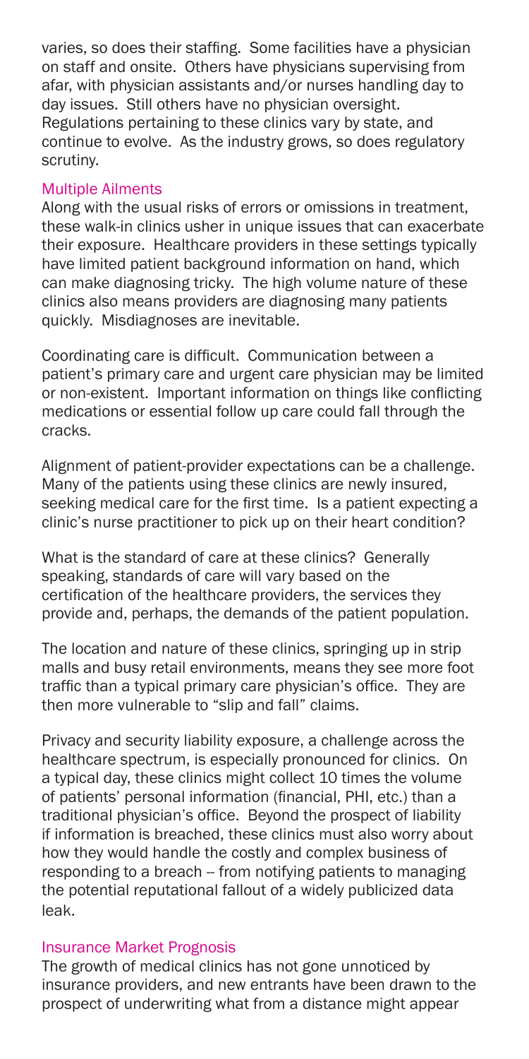varies, so does their staffing. Some facilities have a physician on staff and onsite. Others have physicians supervising from afar, with physician assistants and/or nurses handling day to day issues. Still others have no physician oversight. Regulations pertaining to these clinics vary by state, and continue to evolve. As the industry grows, so does regulatory scrutiny.

## Multiple Ailments

Along with the usual risks of errors or omissions in treatment, these walk-in clinics usher in unique issues that can exacerbate their exposure. Healthcare providers in these settings typically have limited patient background information on hand, which can make diagnosing tricky. The high volume nature of these clinics also means providers are diagnosing many patients quickly. Misdiagnoses are inevitable.

Coordinating care is difficult. Communication between a patient's primary care and urgent care physician may be limited or non-existent. Important information on things like conflicting medications or essential follow up care could fall through the cracks.

Alignment of patient-provider expectations can be a challenge. Many of the patients using these clinics are newly insured, seeking medical care for the first time. Is a patient expecting a clinic's nurse practitioner to pick up on their heart condition?

What is the standard of care at these clinics? Generally speaking, standards of care will vary based on the certification of the healthcare providers, the services they provide and, perhaps, the demands of the patient population.

The location and nature of these clinics, springing up in strip malls and busy retail environments, means they see more foot traffic than a typical primary care physician's office. They are then more vulnerable to "slip and fall" claims.

Privacy and security liability exposure, a challenge across the healthcare spectrum, is especially pronounced for clinics. On a typical day, these clinics might collect 10 times the volume of patients' personal information (financial, PHI, etc.) than a traditional physician's office. Beyond the prospect of liability if information is breached, these clinics must also worry about how they would handle the costly and complex business of responding to a breach -- from notifying patients to managing the potential reputational fallout of a widely publicized data leak.

## Insurance Market Prognosis

The growth of medical clinics has not gone unnoticed by insurance providers, and new entrants have been drawn to the prospect of underwriting what from a distance might appear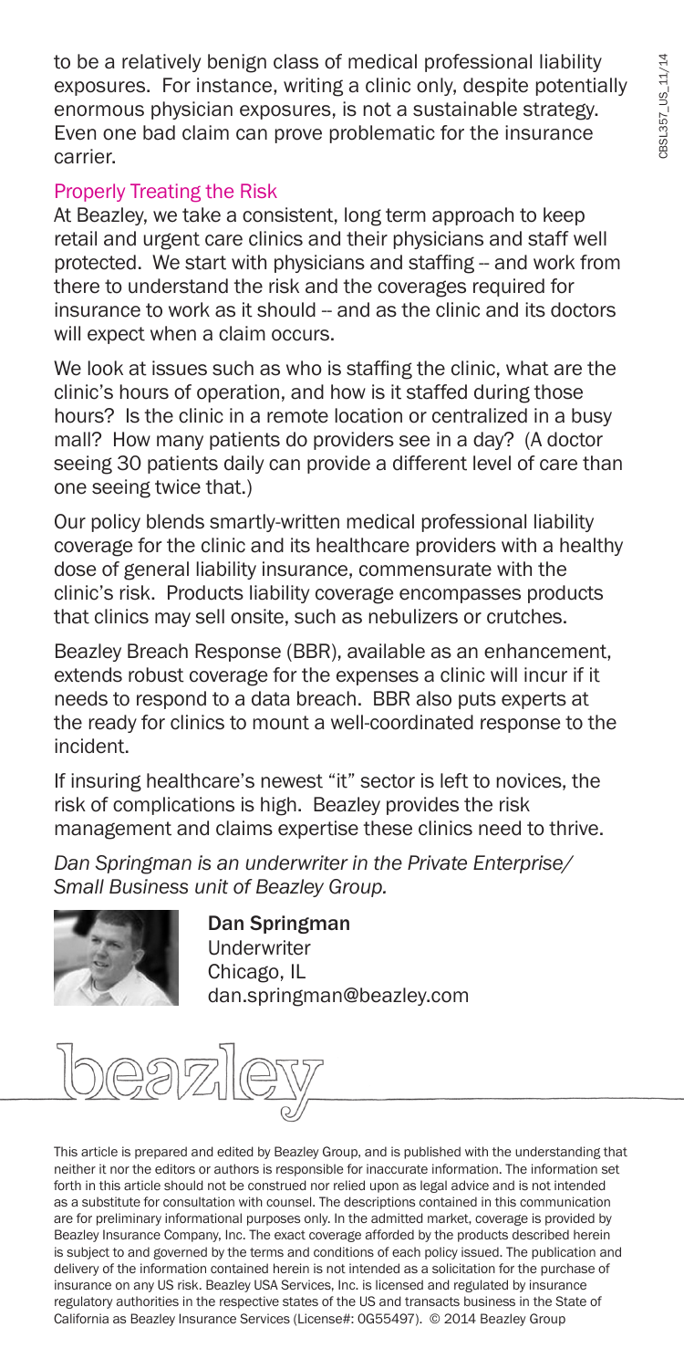to be a relatively benign class of medical professional liability exposures. For instance, writing a clinic only, despite potentially enormous physician exposures, is not a sustainable strategy. Even one bad claim can prove problematic for the insurance carrier.

## Properly Treating the Risk

At Beazley, we take a consistent, long term approach to keep retail and urgent care clinics and their physicians and staff well protected. We start with physicians and staffing -- and work from there to understand the risk and the coverages required for insurance to work as it should -- and as the clinic and its doctors will expect when a claim occurs.

We look at issues such as who is staffing the clinic, what are the clinic's hours of operation, and how is it staffed during those hours? Is the clinic in a remote location or centralized in a busy mall? How many patients do providers see in a day? (A doctor seeing 30 patients daily can provide a different level of care than one seeing twice that.)

Our policy blends smartly-written medical professional liability coverage for the clinic and its healthcare providers with a healthy dose of general liability insurance, commensurate with the clinic's risk. Products liability coverage encompasses products that clinics may sell onsite, such as nebulizers or crutches.

Beazley Breach Response (BBR), available as an enhancement, extends robust coverage for the expenses a clinic will incur if it needs to respond to a data breach. BBR also puts experts at the ready for clinics to mount a well-coordinated response to the incident.

If insuring healthcare's newest "it" sector is left to novices, the risk of complications is high. Beazley provides the risk management and claims expertise these clinics need to thrive.

*Dan Springman is an underwriter in the Private Enterprise/ Small Business unit of Beazley Group.*

**Dan Springman**
Underwriter
Chicago, IL
dan.springman@beazley.com

beazley

This article is prepared and edited by Beazley Group, and is published with the understanding that neither it nor the editors or authors is responsible for inaccurate information. The information set forth in this article should not be construed nor relied upon as legal advice and is not intended as a substitute for consultation with counsel. The descriptions contained in this communication are for preliminary informational purposes only. In the admitted market, coverage is provided by Beazley Insurance Company, Inc. The exact coverage afforded by the products described herein is subject to and governed by the terms and conditions of each policy issued. The publication and delivery of the information contained herein is not intended as a solicitation for the purchase of insurance on any US risk. Beazley USA Services, Inc. is licensed and regulated by insurance regulatory authorities in the respective states of the US and transacts business in the State of California as Beazley Insurance Services (License#: 0G55497). © 2014 Beazley Group

CBSL357_US_11/14